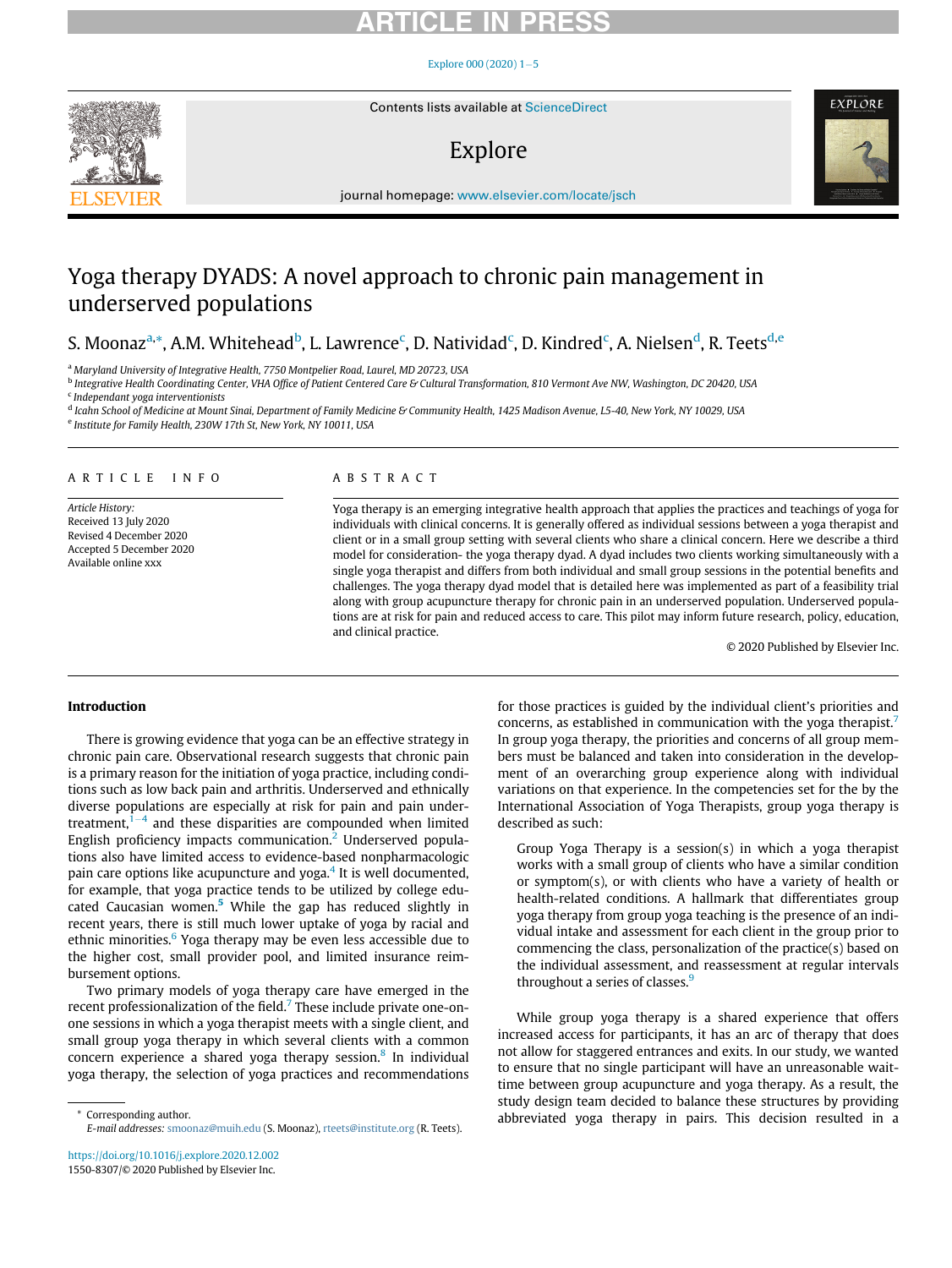# Yoga therapy DYADS: A novel approach to chronic pain management in underserved populations

S. Moonaz[a,*], A.M. Whitehead[b], L. Lawrence[c], D. Natividad[c], D. Kindred[c], A. Nielsen[d], R. Teets[d,e]

[a] Maryland University of Integrative Health, 7750 Montpelier Road, Laurel, MD 20723, USA
[b] Integrative Health Coordinating Center, VHA Office of Patient Centered Care & Cultural Transformation, 810 Vermont Ave NW, Washington, DC 20420, USA
[c] Independant yoga interventionists
[d] Icahn School of Medicine at Mount Sinai, Department of Family Medicine & Community Health, 1425 Madison Avenue, L5-40, New York, NY 10029, USA
[e] Institute for Family Health, 230W 17th St, New York, NY 10011, USA

## ARTICLE INFO

*Article History:*
Received 13 July 2020
Revised 4 December 2020
Accepted 5 December 2020
Available online xxx

## ABSTRACT

Yoga therapy is an emerging integrative health approach that applies the practices and teachings of yoga for individuals with clinical concerns. It is generally offered as individual sessions between a yoga therapist and client or in a small group setting with several clients who share a clinical concern. Here we describe a third model for consideration- the yoga therapy dyad. A dyad includes two clients working simultaneously with a single yoga therapist and differs from both individual and small group sessions in the potential benefits and challenges. The yoga therapy dyad model that is detailed here was implemented as part of a feasibility trial along with group acupuncture therapy for chronic pain in an underserved population. Underserved populations are at risk for pain and reduced access to care. This pilot may inform future research, policy, education, and clinical practice.

© 2020 Published by Elsevier Inc.

## Introduction

There is growing evidence that yoga can be an effective strategy in chronic pain care. Observational research suggests that chronic pain is a primary reason for the initiation of yoga practice, including conditions such as low back pain and arthritis. Underserved and ethnically diverse populations are especially at risk for pain and pain undertreatment,[1–4] and these disparities are compounded when limited English proficiency impacts communication.[2] Underserved populations also have limited access to evidence-based nonpharmacologic pain care options like acupuncture and yoga.[4] It is well documented, for example, that yoga practice tends to be utilized by college educated Caucasian women.[5] While the gap has reduced slightly in recent years, there is still much lower uptake of yoga by racial and ethnic minorities.[6] Yoga therapy may be even less accessible due to the higher cost, small provider pool, and limited insurance reimbursement options.

Two primary models of yoga therapy care have emerged in the recent professionalization of the field.[7] These include private one-on-one sessions in which a yoga therapist meets with a single client, and small group yoga therapy in which several clients with a common concern experience a shared yoga therapy session.[8] In individual yoga therapy, the selection of yoga practices and recommendations for those practices is guided by the individual client's priorities and concerns, as established in communication with the yoga therapist.[7] In group yoga therapy, the priorities and concerns of all group members must be balanced and taken into consideration in the development of an overarching group experience along with individual variations on that experience. In the competencies set for the by the International Association of Yoga Therapists, group yoga therapy is described as such:

> Group Yoga Therapy is a session(s) in which a yoga therapist works with a small group of clients who have a similar condition or symptom(s), or with clients who have a variety of health or health-related conditions. A hallmark that differentiates group yoga therapy from group yoga teaching is the presence of an individual intake and assessment for each client in the group prior to commencing the class, personalization of the practice(s) based on the individual assessment, and reassessment at regular intervals throughout a series of classes.[9]

While group yoga therapy is a shared experience that offers increased access for participants, it has an arc of therapy that does not allow for staggered entrances and exits. In our study, we wanted to ensure that no single participant will have an unreasonable wait-time between group acupuncture and yoga therapy. As a result, the study design team decided to balance these structures by providing abbreviated yoga therapy in pairs. This decision resulted in a

* Corresponding author.
*E-mail addresses:* smoonaz@muih.edu (S. Moonaz), rteets@institute.org (R. Teets).

https://doi.org/10.1016/j.explore.2020.12.002
1550-8307/© 2020 Published by Elsevier Inc.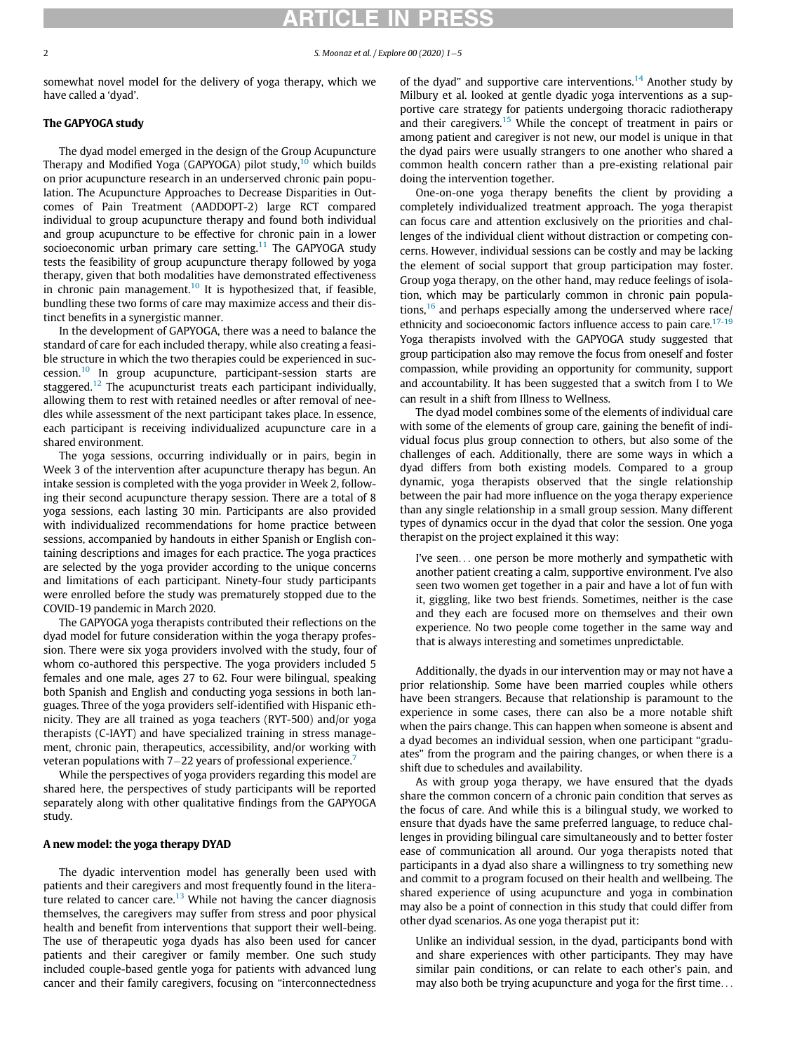somewhat novel model for the delivery of yoga therapy, which we have called a 'dyad'.

## The GAPYOGA study

The dyad model emerged in the design of the Group Acupuncture Therapy and Modified Yoga (GAPYOGA) pilot study,[10] which builds on prior acupuncture research in an underserved chronic pain population. The Acupuncture Approaches to Decrease Disparities in Outcomes of Pain Treatment (AADDOPT-2) large RCT compared individual to group acupuncture therapy and found both individual and group acupuncture to be effective for chronic pain in a lower socioeconomic urban primary care setting.[11] The GAPYOGA study tests the feasibility of group acupuncture therapy followed by yoga therapy, given that both modalities have demonstrated effectiveness in chronic pain management.[10] It is hypothesized that, if feasible, bundling these two forms of care may maximize access and their distinct benefits in a synergistic manner.

In the development of GAPYOGA, there was a need to balance the standard of care for each included therapy, while also creating a feasible structure in which the two therapies could be experienced in succession.[10] In group acupuncture, participant-session starts are staggered.[12] The acupuncturist treats each participant individually, allowing them to rest with retained needles or after removal of needles while assessment of the next participant takes place. In essence, each participant is receiving individualized acupuncture care in a shared environment.

The yoga sessions, occurring individually or in pairs, begin in Week 3 of the intervention after acupuncture therapy has begun. An intake session is completed with the yoga provider in Week 2, following their second acupuncture therapy session. There are a total of 8 yoga sessions, each lasting 30 min. Participants are also provided with individualized recommendations for home practice between sessions, accompanied by handouts in either Spanish or English containing descriptions and images for each practice. The yoga practices are selected by the yoga provider according to the unique concerns and limitations of each participant. Ninety-four study participants were enrolled before the study was prematurely stopped due to the COVID-19 pandemic in March 2020.

The GAPYOGA yoga therapists contributed their reflections on the dyad model for future consideration within the yoga therapy profession. There were six yoga providers involved with the study, four of whom co-authored this perspective. The yoga providers included 5 females and one male, ages 27 to 62. Four were bilingual, speaking both Spanish and English and conducting yoga sessions in both languages. Three of the yoga providers self-identified with Hispanic ethnicity. They are all trained as yoga teachers (RYT-500) and/or yoga therapists (C-IAYT) and have specialized training in stress management, chronic pain, therapeutics, accessibility, and/or working with veteran populations with 7–22 years of professional experience.[7]

While the perspectives of yoga providers regarding this model are shared here, the perspectives of study participants will be reported separately along with other qualitative findings from the GAPYOGA study.

## A new model: the yoga therapy DYAD

The dyadic intervention model has generally been used with patients and their caregivers and most frequently found in the literature related to cancer care.[13] While not having the cancer diagnosis themselves, the caregivers may suffer from stress and poor physical health and benefit from interventions that support their well-being. The use of therapeutic yoga dyads has also been used for cancer patients and their caregiver or family member. One such study included couple-based gentle yoga for patients with advanced lung cancer and their family caregivers, focusing on "interconnectedness of the dyad" and supportive care interventions.[14] Another study by Milbury et al. looked at gentle dyadic yoga interventions as a supportive care strategy for patients undergoing thoracic radiotherapy and their caregivers.[15] While the concept of treatment in pairs or among patient and caregiver is not new, our model is unique in that the dyad pairs were usually strangers to one another who shared a common health concern rather than a pre-existing relational pair doing the intervention together.

One-on-one yoga therapy benefits the client by providing a completely individualized treatment approach. The yoga therapist can focus care and attention exclusively on the priorities and challenges of the individual client without distraction or competing concerns. However, individual sessions can be costly and may be lacking the element of social support that group participation may foster. Group yoga therapy, on the other hand, may reduce feelings of isolation, which may be particularly common in chronic pain populations,[16] and perhaps especially among the underserved where race/ethnicity and socioeconomic factors influence access to pain care.[17-19] Yoga therapists involved with the GAPYOGA study suggested that group participation also may remove the focus from oneself and foster compassion, while providing an opportunity for community, support and accountability. It has been suggested that a switch from I to We can result in a shift from Illness to Wellness.

The dyad model combines some of the elements of individual care with some of the elements of group care, gaining the benefit of individual focus plus group connection to others, but also some of the challenges of each. Additionally, there are some ways in which a dyad differs from both existing models. Compared to a group dynamic, yoga therapists observed that the single relationship between the pair had more influence on the yoga therapy experience than any single relationship in a small group session. Many different types of dynamics occur in the dyad that color the session. One yoga therapist on the project explained it this way:

> I've seen… one person be more motherly and sympathetic with another patient creating a calm, supportive environment. I've also seen two women get together in a pair and have a lot of fun with it, giggling, like two best friends. Sometimes, neither is the case and they each are focused more on themselves and their own experience. No two people come together in the same way and that is always interesting and sometimes unpredictable.

Additionally, the dyads in our intervention may or may not have a prior relationship. Some have been married couples while others have been strangers. Because that relationship is paramount to the experience in some cases, there can also be a more notable shift when the pairs change. This can happen when someone is absent and a dyad becomes an individual session, when one participant "graduates" from the program and the pairing changes, or when there is a shift due to schedules and availability.

As with group yoga therapy, we have ensured that the dyads share the common concern of a chronic pain condition that serves as the focus of care. And while this is a bilingual study, we worked to ensure that dyads have the same preferred language, to reduce challenges in providing bilingual care simultaneously and to better foster ease of communication all around. Our yoga therapists noted that participants in a dyad also share a willingness to try something new and commit to a program focused on their health and wellbeing. The shared experience of using acupuncture and yoga in combination may also be a point of connection in this study that could differ from other dyad scenarios. As one yoga therapist put it:

> Unlike an individual session, in the dyad, participants bond with and share experiences with other participants. They may have similar pain conditions, or can relate to each other's pain, and may also both be trying acupuncture and yoga for the first time…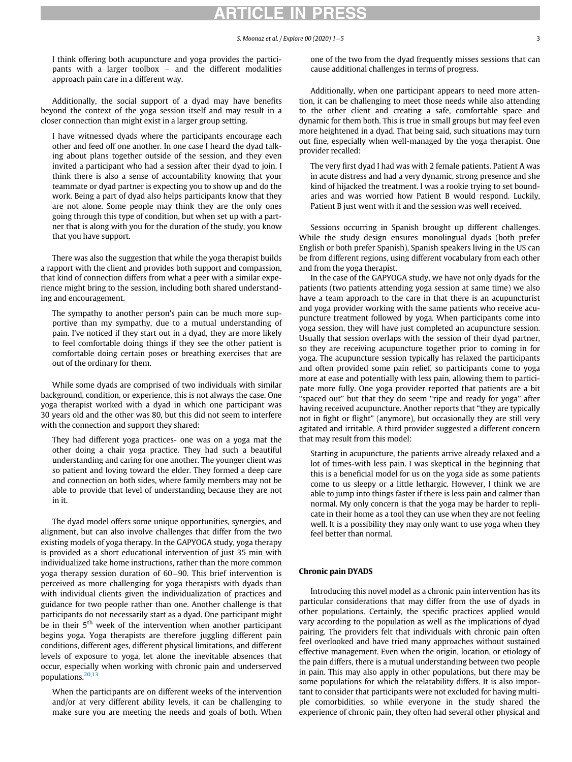> I think offering both acupuncture and yoga provides the participants with a larger toolbox – and the different modalities approach pain care in a different way.

Additionally, the social support of a dyad may have benefits beyond the context of the yoga session itself and may result in a closer connection than might exist in a larger group setting.

> I have witnessed dyads where the participants encourage each other and feed off one another. In one case I heard the dyad talking about plans together outside of the session, and they even invited a participant who had a session after their dyad to join. I think there is also a sense of accountability knowing that your teammate or dyad partner is expecting you to show up and do the work. Being a part of dyad also helps participants know that they are not alone. Some people may think they are the only ones going through this type of condition, but when set up with a partner that is along with you for the duration of the study, you know that you have support.

There was also the suggestion that while the yoga therapist builds a rapport with the client and provides both support and compassion, that kind of connection differs from what a peer with a similar experience might bring to the session, including both shared understanding and encouragement.

> The sympathy to another person's pain can be much more supportive than my sympathy, due to a mutual understanding of pain. I've noticed if they start out in a dyad, they are more likely to feel comfortable doing things if they see the other patient is comfortable doing certain poses or breathing exercises that are out of the ordinary for them.

While some dyads are comprised of two individuals with similar background, condition, or experience, this is not always the case. One yoga therapist worked with a dyad in which one participant was 30 years old and the other was 80, but this did not seem to interfere with the connection and support they shared:

> They had different yoga practices- one was on a yoga mat the other doing a chair yoga practice. They had such a beautiful understanding and caring for one another. The younger client was so patient and loving toward the elder. They formed a deep care and connection on both sides, where family members may not be able to provide that level of understanding because they are not in it.

The dyad model offers some unique opportunities, synergies, and alignment, but can also involve challenges that differ from the two existing models of yoga therapy. In the GAPYOGA study, yoga therapy is provided as a short educational intervention of just 35 min with individualized take home instructions, rather than the more common yoga therapy session duration of 60–90. This brief intervention is perceived as more challenging for yoga therapists with dyads than with individual clients given the individualization of practices and guidance for two people rather than one. Another challenge is that participants do not necessarily start as a dyad. One participant might be in their 5th week of the intervention when another participant begins yoga. Yoga therapists are therefore juggling different pain conditions, different ages, different physical limitations, and different levels of exposure to yoga, let alone the inevitable absences that occur, especially when working with chronic pain and underserved populations.[20,13]

> When the participants are on different weeks of the intervention and/or at very different ability levels, it can be challenging to make sure you are meeting the needs and goals of both. When one of the two from the dyad frequently misses sessions that can cause additional challenges in terms of progress.

Additionally, when one participant appears to need more attention, it can be challenging to meet those needs while also attending to the other client and creating a safe, comfortable space and dynamic for them both. This is true in small groups but may feel even more heightened in a dyad. That being said, such situations may turn out fine, especially when well-managed by the yoga therapist. One provider recalled:

> The very first dyad I had was with 2 female patients. Patient A was in acute distress and had a very dynamic, strong presence and she kind of hijacked the treatment. I was a rookie trying to set boundaries and was worried how Patient B would respond. Luckily, Patient B just went with it and the session was well received.

Sessions occurring in Spanish brought up different challenges. While the study design ensures monolingual dyads (both prefer English or both prefer Spanish), Spanish speakers living in the US can be from different regions, using different vocabulary from each other and from the yoga therapist.

In the case of the GAPYOGA study, we have not only dyads for the patients (two patients attending yoga session at same time) we also have a team approach to the care in that there is an acupuncturist and yoga provider working with the same patients who receive acupuncture treatment followed by yoga. When participants come into yoga session, they will have just completed an acupuncture session. Usually that session overlaps with the session of their dyad partner, so they are receiving acupuncture together prior to coming in for yoga. The acupuncture session typically has relaxed the participants and often provided some pain relief, so participants come to yoga more at ease and potentially with less pain, allowing them to participate more fully. One yoga provider reported that patients are a bit "spaced out" but that they do seem "ripe and ready for yoga" after having received acupuncture. Another reports that "they are typically not in fight or flight" (anymore), but occasionally they are still very agitated and irritable. A third provider suggested a different concern that may result from this model:

> Starting in acupuncture, the patients arrive already relaxed and a lot of times-with less pain. I was skeptical in the beginning that this is a beneficial model for us on the yoga side as some patients come to us sleepy or a little lethargic. However, I think we are able to jump into things faster if there is less pain and calmer than normal. My only concern is that the yoga may be harder to replicate in their home as a tool they can use when they are not feeling well. It is a possibility they may only want to use yoga when they feel better than normal.

## Chronic pain DYADS

Introducing this novel model as a chronic pain intervention has its particular considerations that may differ from the use of dyads in other populations. Certainly, the specific practices applied would vary according to the population as well as the implications of dyad pairing. The providers felt that individuals with chronic pain often feel overlooked and have tried many approaches without sustained effective management. Even when the origin, location, or etiology of the pain differs, there is a mutual understanding between two people in pain. This may also apply in other populations, but there may be some populations for which the relatability differs. It is also important to consider that participants were not excluded for having multiple comorbidities, so while everyone in the study shared the experience of chronic pain, they often had several other physical and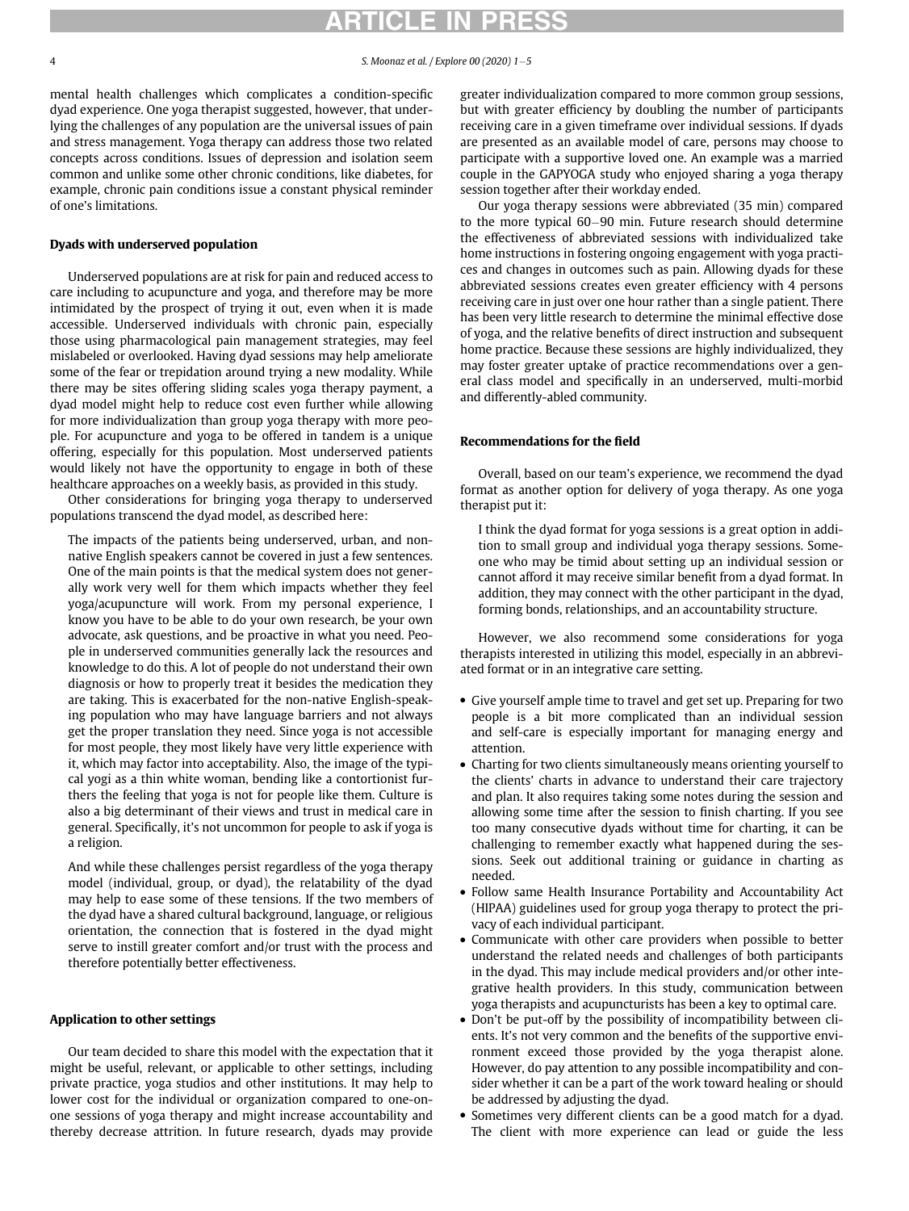mental health challenges which complicates a condition-specific dyad experience. One yoga therapist suggested, however, that underlying the challenges of any population are the universal issues of pain and stress management. Yoga therapy can address those two related concepts across conditions. Issues of depression and isolation seem common and unlike some other chronic conditions, like diabetes, for example, chronic pain conditions issue a constant physical reminder of one's limitations.

### Dyads with underserved population

Underserved populations are at risk for pain and reduced access to care including to acupuncture and yoga, and therefore may be more intimidated by the prospect of trying it out, even when it is made accessible. Underserved individuals with chronic pain, especially those using pharmacological pain management strategies, may feel mislabeled or overlooked. Having dyad sessions may help ameliorate some of the fear or trepidation around trying a new modality. While there may be sites offering sliding scales yoga therapy payment, a dyad model might help to reduce cost even further while allowing for more individualization than group yoga therapy with more people. For acupuncture and yoga to be offered in tandem is a unique offering, especially for this population. Most underserved patients would likely not have the opportunity to engage in both of these healthcare approaches on a weekly basis, as provided in this study.

Other considerations for bringing yoga therapy to underserved populations transcend the dyad model, as described here:

> The impacts of the patients being underserved, urban, and non-native English speakers cannot be covered in just a few sentences. One of the main points is that the medical system does not generally work very well for them which impacts whether they feel yoga/acupuncture will work. From my personal experience, I know you have to be able to do your own research, be your own advocate, ask questions, and be proactive in what you need. People in underserved communities generally lack the resources and knowledge to do this. A lot of people do not understand their own diagnosis or how to properly treat it besides the medication they are taking. This is exacerbated for the non-native English-speaking population who may have language barriers and not always get the proper translation they need. Since yoga is not accessible for most people, they most likely have very little experience with it, which may factor into acceptability. Also, the image of the typical yogi as a thin white woman, bending like a contortionist furthers the feeling that yoga is not for people like them. Culture is also a big determinant of their views and trust in medical care in general. Specifically, it's not uncommon for people to ask if yoga is a religion.

And while these challenges persist regardless of the yoga therapy model (individual, group, or dyad), the relatability of the dyad may help to ease some of these tensions. If the two members of the dyad have a shared cultural background, language, or religious orientation, the connection that is fostered in the dyad might serve to instill greater comfort and/or trust with the process and therefore potentially better effectiveness.

### Application to other settings

Our team decided to share this model with the expectation that it might be useful, relevant, or applicable to other settings, including private practice, yoga studios and other institutions. It may help to lower cost for the individual or organization compared to one-on-one sessions of yoga therapy and might increase accountability and thereby decrease attrition. In future research, dyads may provide greater individualization compared to more common group sessions, but with greater efficiency by doubling the number of participants receiving care in a given timeframe over individual sessions. If dyads are presented as an available model of care, persons may choose to participate with a supportive loved one. An example was a married couple in the GAPYOGA study who enjoyed sharing a yoga therapy session together after their workday ended.

Our yoga therapy sessions were abbreviated (35 min) compared to the more typical 60–90 min. Future research should determine the effectiveness of abbreviated sessions with individualized take home instructions in fostering ongoing engagement with yoga practices and changes in outcomes such as pain. Allowing dyads for these abbreviated sessions creates even greater efficiency with 4 persons receiving care in just over one hour rather than a single patient. There has been very little research to determine the minimal effective dose of yoga, and the relative benefits of direct instruction and subsequent home practice. Because these sessions are highly individualized, they may foster greater uptake of practice recommendations over a general class model and specifically in an underserved, multi-morbid and differently-abled community.

### Recommendations for the field

Overall, based on our team's experience, we recommend the dyad format as another option for delivery of yoga therapy. As one yoga therapist put it:

> I think the dyad format for yoga sessions is a great option in addition to small group and individual yoga therapy sessions. Someone who may be timid about setting up an individual session or cannot afford it may receive similar benefit from a dyad format. In addition, they may connect with the other participant in the dyad, forming bonds, relationships, and an accountability structure.

However, we also recommend some considerations for yoga therapists interested in utilizing this model, especially in an abbreviated format or in an integrative care setting.

- Give yourself ample time to travel and get set up. Preparing for two people is a bit more complicated than an individual session and self-care is especially important for managing energy and attention.
- Charting for two clients simultaneously means orienting yourself to the clients' charts in advance to understand their care trajectory and plan. It also requires taking some notes during the session and allowing some time after the session to finish charting. If you see too many consecutive dyads without time for charting, it can be challenging to remember exactly what happened during the sessions. Seek out additional training or guidance in charting as needed.
- Follow same Health Insurance Portability and Accountability Act (HIPAA) guidelines used for group yoga therapy to protect the privacy of each individual participant.
- Communicate with other care providers when possible to better understand the related needs and challenges of both participants in the dyad. This may include medical providers and/or other integrative health providers. In this study, communication between yoga therapists and acupuncturists has been a key to optimal care.
- Don't be put-off by the possibility of incompatibility between clients. It's not very common and the benefits of the supportive environment exceed those provided by the yoga therapist alone. However, do pay attention to any possible incompatibility and consider whether it can be a part of the work toward healing or should be addressed by adjusting the dyad.
- Sometimes very different clients can be a good match for a dyad. The client with more experience can lead or guide the less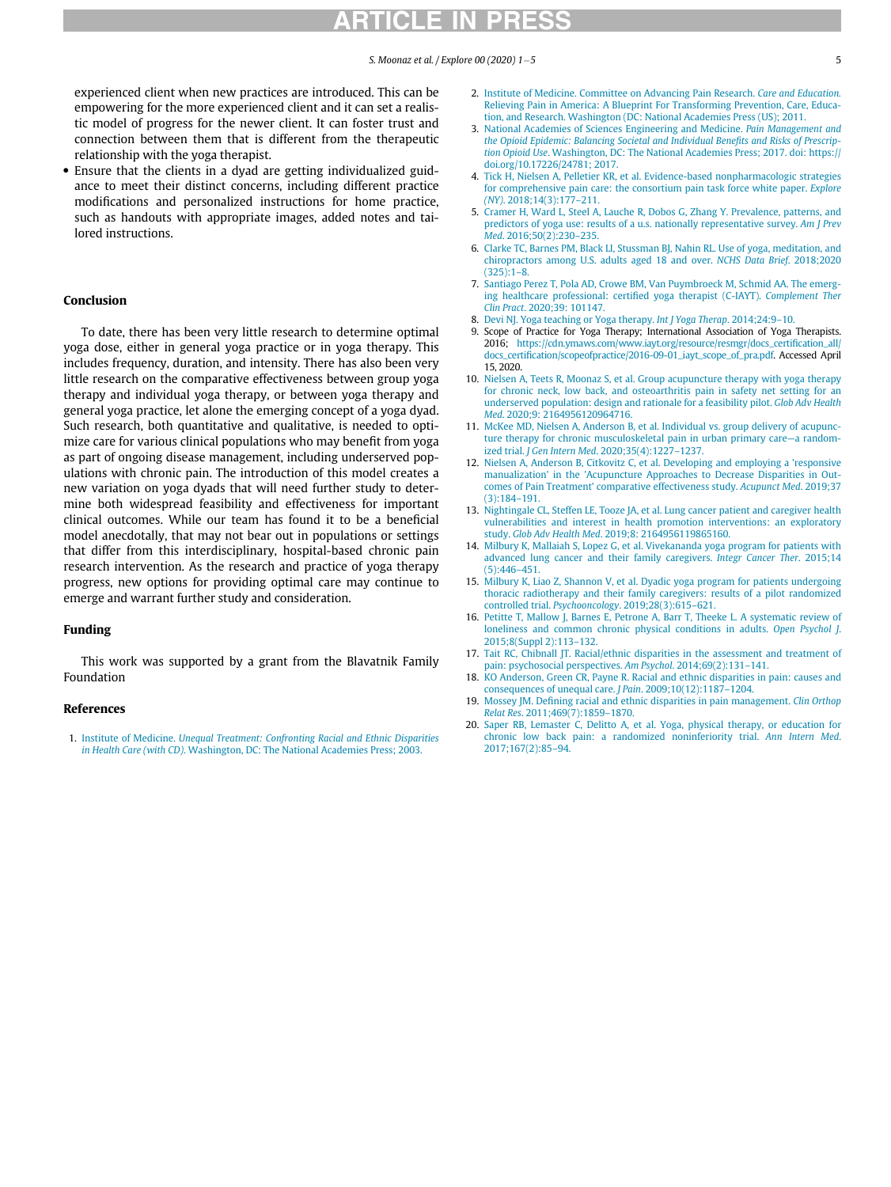experienced client when new practices are introduced. This can be empowering for the more experienced client and it can set a realistic model of progress for the newer client. It can foster trust and connection between them that is different from the therapeutic relationship with the yoga therapist.

- Ensure that the clients in a dyad are getting individualized guidance to meet their distinct concerns, including different practice modifications and personalized instructions for home practice, such as handouts with appropriate images, added notes and tailored instructions.

## Conclusion

To date, there has been very little research to determine optimal yoga dose, either in general yoga practice or in yoga therapy. This includes frequency, duration, and intensity. There has also been very little research on the comparative effectiveness between group yoga therapy and individual yoga therapy, or between yoga therapy and general yoga practice, let alone the emerging concept of a yoga dyad. Such research, both quantitative and qualitative, is needed to optimize care for various clinical populations who may benefit from yoga as part of ongoing disease management, including underserved populations with chronic pain. The introduction of this model creates a new variation on yoga dyads that will need further study to determine both widespread feasibility and effectiveness for important clinical outcomes. While our team has found it to be a beneficial model anecdotally, that may not bear out in populations or settings that differ from this interdisciplinary, hospital-based chronic pain research intervention. As the research and practice of yoga therapy progress, new options for providing optimal care may continue to emerge and warrant further study and consideration.

## Funding

This work was supported by a grant from the Blavatnik Family Foundation

## References

1. Institute of Medicine. *Unequal Treatment: Confronting Racial and Ethnic Disparities in Health Care (with CD)*. Washington, DC: The National Academies Press; 2003.
2. Institute of Medicine. Committee on Advancing Pain Research. *Care and Education. Relieving Pain in America: A Blueprint For Transforming Prevention, Care, Education, and Research*. Washington (DC: National Academies Press (US); 2011.
3. National Academies of Sciences Engineering and Medicine. *Pain Management and the Opioid Epidemic: Balancing Societal and Individual Benefits and Risks of Prescription Opioid Use*. Washington, DC: The National Academies Press; 2017. doi: https://doi.org/10.17226/24781; 2017.
4. Tick H, Nielsen A, Pelletier KR, et al. Evidence-based nonpharmacologic strategies for comprehensive pain care: the consortium pain task force white paper. *Explore (NY)*. 2018;14(3):177–211.
5. Cramer H, Ward L, Steel A, Lauche R, Dobos G, Zhang Y. Prevalence, patterns, and predictors of yoga use: results of a u.s. nationally representative survey. *Am J Prev Med*. 2016;50(2):230–235.
6. Clarke TC, Barnes PM, Black LI, Stussman BJ, Nahin RL. Use of yoga, meditation, and chiropractors among U.S. adults aged 18 and over. *NCHS Data Brief*. 2018;2020(325):1–8.
7. Santiago Perez T, Pola AD, Crowe BM, Van Puymbroeck M, Schmid AA. The emerging healthcare professional: certified yoga therapist (C-IAYT). *Complement Ther Clin Pract*. 2020;39: 101147.
8. Devi NJ. Yoga teaching or Yoga therapy. *Int J Yoga Therap*. 2014;24:9–10.
9. Scope of Practice for Yoga Therapy; International Association of Yoga Therapists. 2016; https://cdn.ymaws.com/www.iayt.org/resource/resmgr/docs_certification_all/docs_certification/scopeofpractice/2016-09-01_iayt_scope_of_pra.pdf. Accessed April 15, 2020.
10. Nielsen A, Teets R, Moonaz S, et al. Group acupuncture therapy with yoga therapy for chronic neck, low back, and osteoarthritis pain in safety net setting for an underserved population: design and rationale for a feasibility pilot. *Glob Adv Health Med*. 2020;9: 2164956120964716.
11. McKee MD, Nielsen A, Anderson B, et al. Individual vs. group delivery of acupuncture therapy for chronic musculoskeletal pain in urban primary care—a randomized trial. *J Gen Intern Med*. 2020;35(4):1227–1237.
12. Nielsen A, Anderson B, Citkovitz C, et al. Developing and employing a 'responsive manualization' in the 'Acupuncture Approaches to Decrease Disparities in Outcomes of Pain Treatment' comparative effectiveness study. *Acupunct Med*. 2019;37(3):184–191.
13. Nightingale CL, Steffen LE, Tooze JA, et al. Lung cancer patient and caregiver health vulnerabilities and interest in health promotion interventions: an exploratory study. *Glob Adv Health Med*. 2019;8: 2164956119865160.
14. Milbury K, Mallaiah S, Lopez G, et al. Vivekananda yoga program for patients with advanced lung cancer and their family caregivers. *Integr Cancer Ther*. 2015;14(5):446–451.
15. Milbury K, Liao Z, Shannon V, et al. Dyadic yoga program for patients undergoing thoracic radiotherapy and their family caregivers: results of a pilot randomized controlled trial. *Psychooncology*. 2019;28(3):615–621.
16. Petitte T, Mallow J, Barnes E, Petrone A, Barr T, Theeke L. A systematic review of loneliness and common chronic physical conditions in adults. *Open Psychol J*. 2015;8(Suppl 2):113–132.
17. Tait RC, Chibnall JT. Racial/ethnic disparities in the assessment and treatment of pain: psychosocial perspectives. *Am Psychol*. 2014;69(2):131–141.
18. KO Anderson, Green CR, Payne R. Racial and ethnic disparities in pain: causes and consequences of unequal care. *J Pain*. 2009;10(12):1187–1204.
19. Mossey JM. Defining racial and ethnic disparities in pain management. *Clin Orthop Relat Res*. 2011;469(7):1859–1870.
20. Saper RB, Lemaster C, Delitto A, et al. Yoga, physical therapy, or education for chronic low back pain: a randomized noninferiority trial. *Ann Intern Med*. 2017;167(2):85–94.